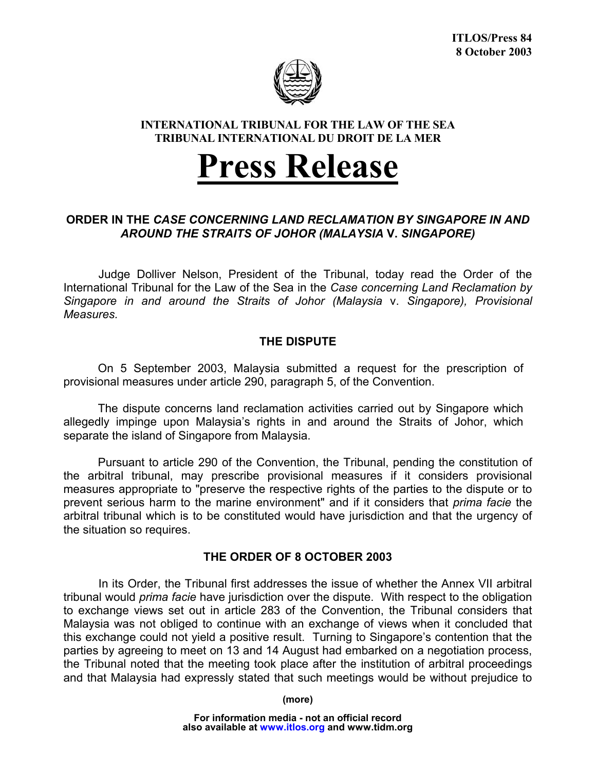**ITLOS/Press 84**
**8 October 2003**

**INTERNATIONAL TRIBUNAL FOR THE LAW OF THE SEA**
**TRIBUNAL INTERNATIONAL DU DROIT DE LA MER**

# Press Release

## ORDER IN THE *CASE CONCERNING LAND RECLAMATION BY SINGAPORE IN AND AROUND THE STRAITS OF JOHOR (MALAYSIA* v. *SINGAPORE)*

Judge Dolliver Nelson, President of the Tribunal, today read the Order of the International Tribunal for the Law of the Sea in the *Case concerning Land Reclamation by Singapore in and around the Straits of Johor (Malaysia* v. *Singapore), Provisional Measures.*

### THE DISPUTE

On 5 September 2003, Malaysia submitted a request for the prescription of provisional measures under article 290, paragraph 5, of the Convention.

The dispute concerns land reclamation activities carried out by Singapore which allegedly impinge upon Malaysia's rights in and around the Straits of Johor, which separate the island of Singapore from Malaysia.

Pursuant to article 290 of the Convention, the Tribunal, pending the constitution of the arbitral tribunal, may prescribe provisional measures if it considers provisional measures appropriate to "preserve the respective rights of the parties to the dispute or to prevent serious harm to the marine environment" and if it considers that *prima facie* the arbitral tribunal which is to be constituted would have jurisdiction and that the urgency of the situation so requires.

### THE ORDER OF 8 OCTOBER 2003

In its Order, the Tribunal first addresses the issue of whether the Annex VII arbitral tribunal would *prima facie* have jurisdiction over the dispute. With respect to the obligation to exchange views set out in article 283 of the Convention, the Tribunal considers that Malaysia was not obliged to continue with an exchange of views when it concluded that this exchange could not yield a positive result. Turning to Singapore's contention that the parties by agreeing to meet on 13 and 14 August had embarked on a negotiation process, the Tribunal noted that the meeting took place after the institution of arbitral proceedings and that Malaysia had expressly stated that such meetings would be without prejudice to

**(more)**

**For information media - not an official record**
**also available at www.itlos.org and www.tidm.org**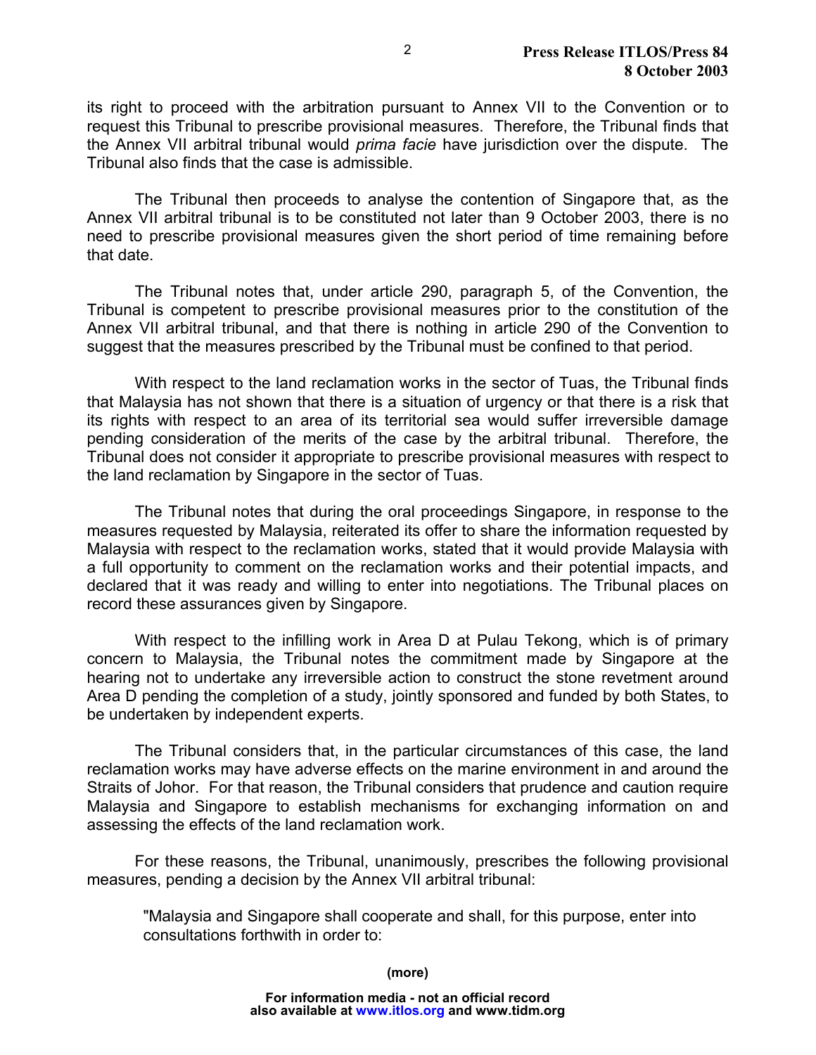its right to proceed with the arbitration pursuant to Annex VII to the Convention or to request this Tribunal to prescribe provisional measures. Therefore, the Tribunal finds that the Annex VII arbitral tribunal would *prima facie* have jurisdiction over the dispute. The Tribunal also finds that the case is admissible.

The Tribunal then proceeds to analyse the contention of Singapore that, as the Annex VII arbitral tribunal is to be constituted not later than 9 October 2003, there is no need to prescribe provisional measures given the short period of time remaining before that date.

The Tribunal notes that, under article 290, paragraph 5, of the Convention, the Tribunal is competent to prescribe provisional measures prior to the constitution of the Annex VII arbitral tribunal, and that there is nothing in article 290 of the Convention to suggest that the measures prescribed by the Tribunal must be confined to that period.

With respect to the land reclamation works in the sector of Tuas, the Tribunal finds that Malaysia has not shown that there is a situation of urgency or that there is a risk that its rights with respect to an area of its territorial sea would suffer irreversible damage pending consideration of the merits of the case by the arbitral tribunal. Therefore, the Tribunal does not consider it appropriate to prescribe provisional measures with respect to the land reclamation by Singapore in the sector of Tuas.

The Tribunal notes that during the oral proceedings Singapore, in response to the measures requested by Malaysia, reiterated its offer to share the information requested by Malaysia with respect to the reclamation works, stated that it would provide Malaysia with a full opportunity to comment on the reclamation works and their potential impacts, and declared that it was ready and willing to enter into negotiations. The Tribunal places on record these assurances given by Singapore.

With respect to the infilling work in Area D at Pulau Tekong, which is of primary concern to Malaysia, the Tribunal notes the commitment made by Singapore at the hearing not to undertake any irreversible action to construct the stone revetment around Area D pending the completion of a study, jointly sponsored and funded by both States, to be undertaken by independent experts.

The Tribunal considers that, in the particular circumstances of this case, the land reclamation works may have adverse effects on the marine environment in and around the Straits of Johor. For that reason, the Tribunal considers that prudence and caution require Malaysia and Singapore to establish mechanisms for exchanging information on and assessing the effects of the land reclamation work.

For these reasons, the Tribunal, unanimously, prescribes the following provisional measures, pending a decision by the Annex VII arbitral tribunal:

> "Malaysia and Singapore shall cooperate and shall, for this purpose, enter into consultations forthwith in order to:

**(more)**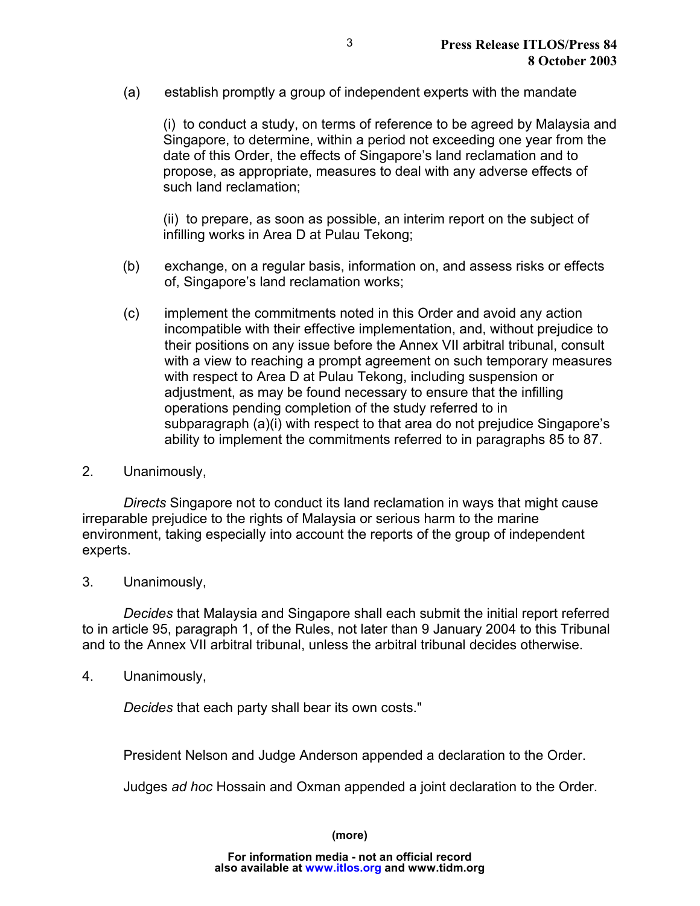(a) establish promptly a group of independent experts with the mandate

(i) to conduct a study, on terms of reference to be agreed by Malaysia and Singapore, to determine, within a period not exceeding one year from the date of this Order, the effects of Singapore's land reclamation and to propose, as appropriate, measures to deal with any adverse effects of such land reclamation;

(ii) to prepare, as soon as possible, an interim report on the subject of infilling works in Area D at Pulau Tekong;

(b) exchange, on a regular basis, information on, and assess risks or effects of, Singapore's land reclamation works;

(c) implement the commitments noted in this Order and avoid any action incompatible with their effective implementation, and, without prejudice to their positions on any issue before the Annex VII arbitral tribunal, consult with a view to reaching a prompt agreement on such temporary measures with respect to Area D at Pulau Tekong, including suspension or adjustment, as may be found necessary to ensure that the infilling operations pending completion of the study referred to in subparagraph (a)(i) with respect to that area do not prejudice Singapore's ability to implement the commitments referred to in paragraphs 85 to 87.

2. Unanimously,

*Directs* Singapore not to conduct its land reclamation in ways that might cause irreparable prejudice to the rights of Malaysia or serious harm to the marine environment, taking especially into account the reports of the group of independent experts.

3. Unanimously,

*Decides* that Malaysia and Singapore shall each submit the initial report referred to in article 95, paragraph 1, of the Rules, not later than 9 January 2004 to this Tribunal and to the Annex VII arbitral tribunal, unless the arbitral tribunal decides otherwise.

4. Unanimously,

*Decides* that each party shall bear its own costs."

President Nelson and Judge Anderson appended a declaration to the Order.

Judges *ad hoc* Hossain and Oxman appended a joint declaration to the Order.

**(more)**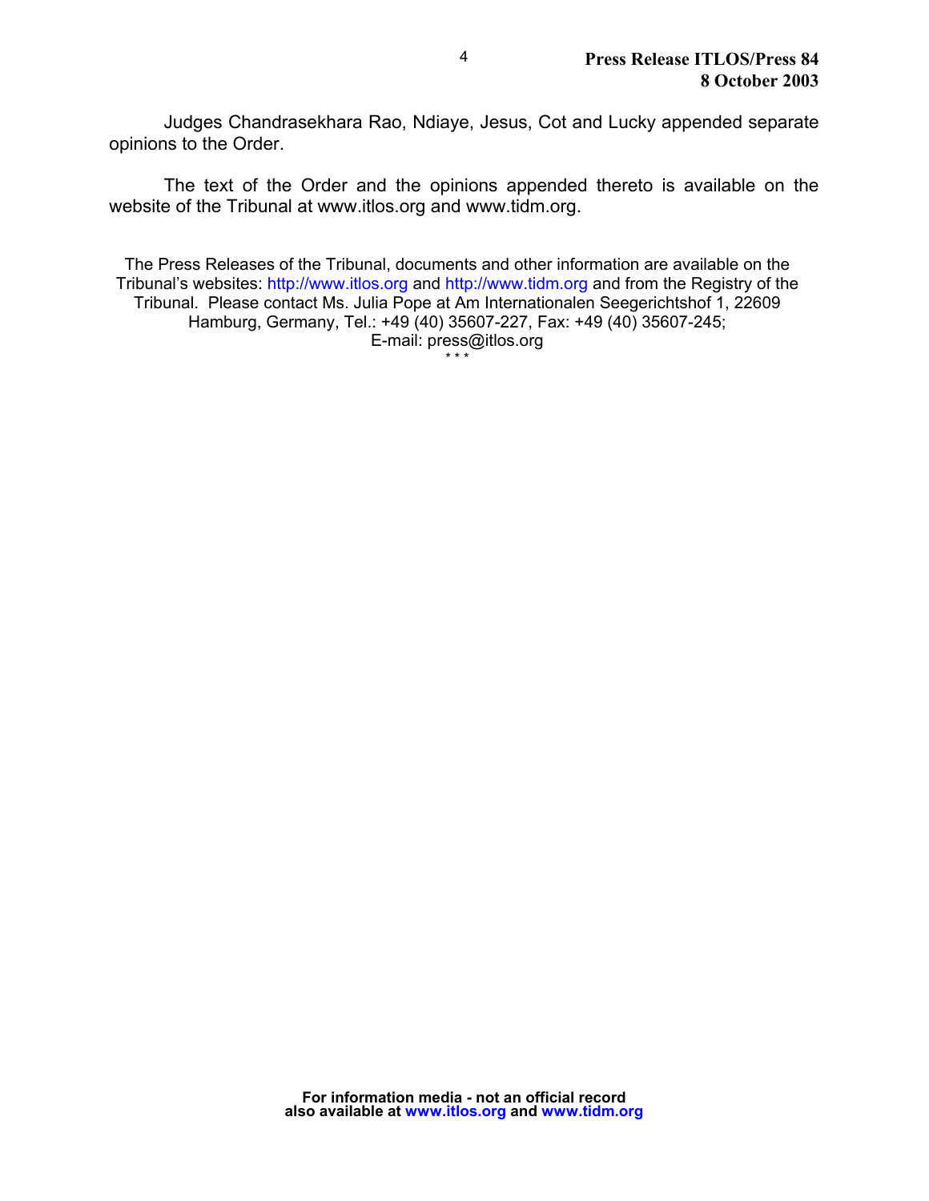Judges Chandrasekhara Rao, Ndiaye, Jesus, Cot and Lucky appended separate opinions to the Order.

The text of the Order and the opinions appended thereto is available on the website of the Tribunal at www.itlos.org and www.tidm.org.

The Press Releases of the Tribunal, documents and other information are available on the Tribunal's websites: http://www.itlos.org and http://www.tidm.org and from the Registry of the Tribunal. Please contact Ms. Julia Pope at Am Internationalen Seegerichtshof 1, 22609 Hamburg, Germany, Tel.: +49 (40) 35607-227, Fax: +49 (40) 35607-245; E-mail: press@itlos.org

\* \* \*